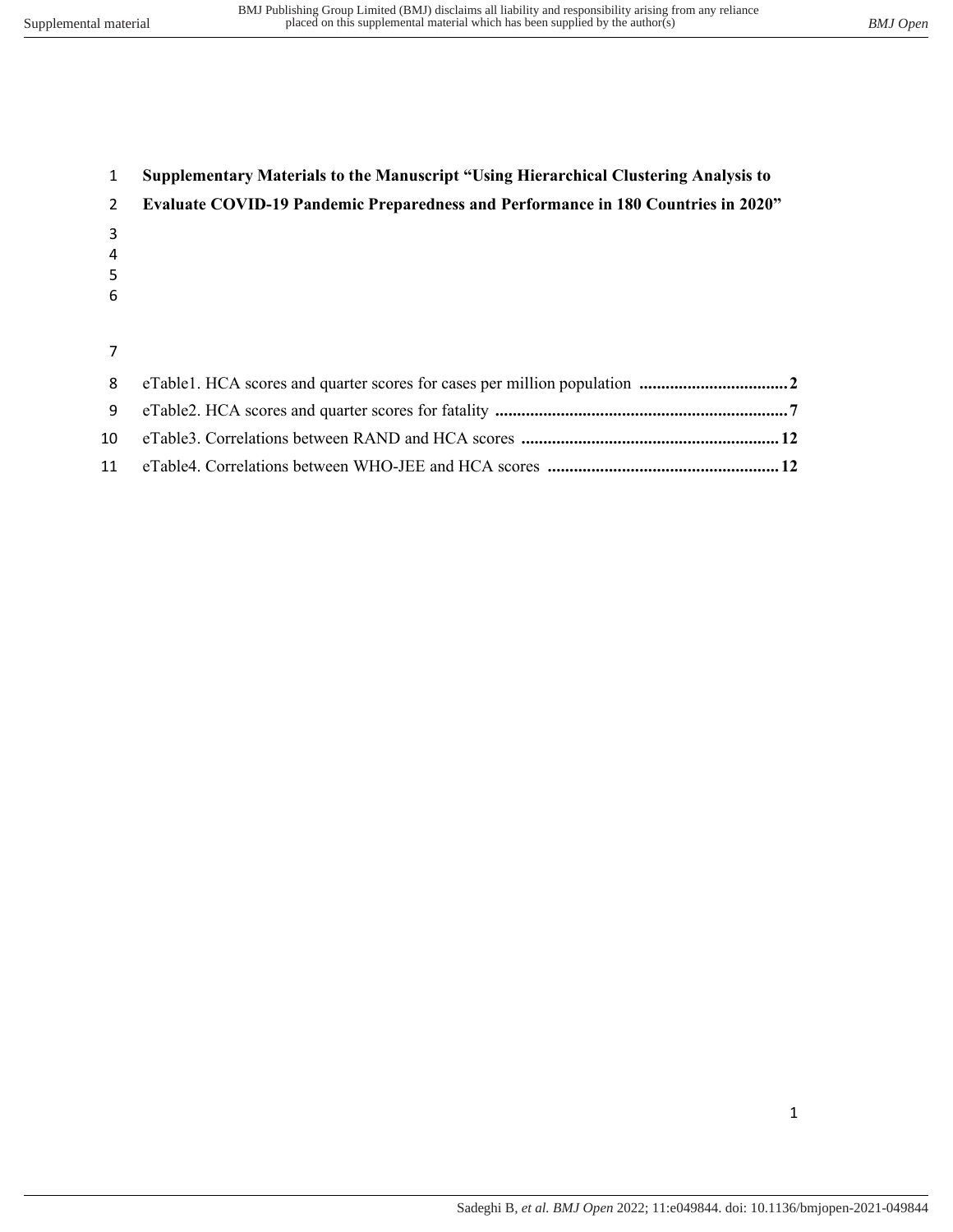# Supplementary Materials to the Manuscript "Using Hierarchical Clustering Analysis to Evaluate COVID-19 Pandemic Preparedness and Performance in 180 Countries in 2020"

eTable1. HCA scores and quarter scores for cases per million population .................................. **2**

eTable2. HCA scores and quarter scores for fatality .................................................................. **7**

eTable3. Correlations between RAND and HCA scores .......................................................... **12**

eTable4. Correlations between WHO-JEE and HCA scores .................................................... **12**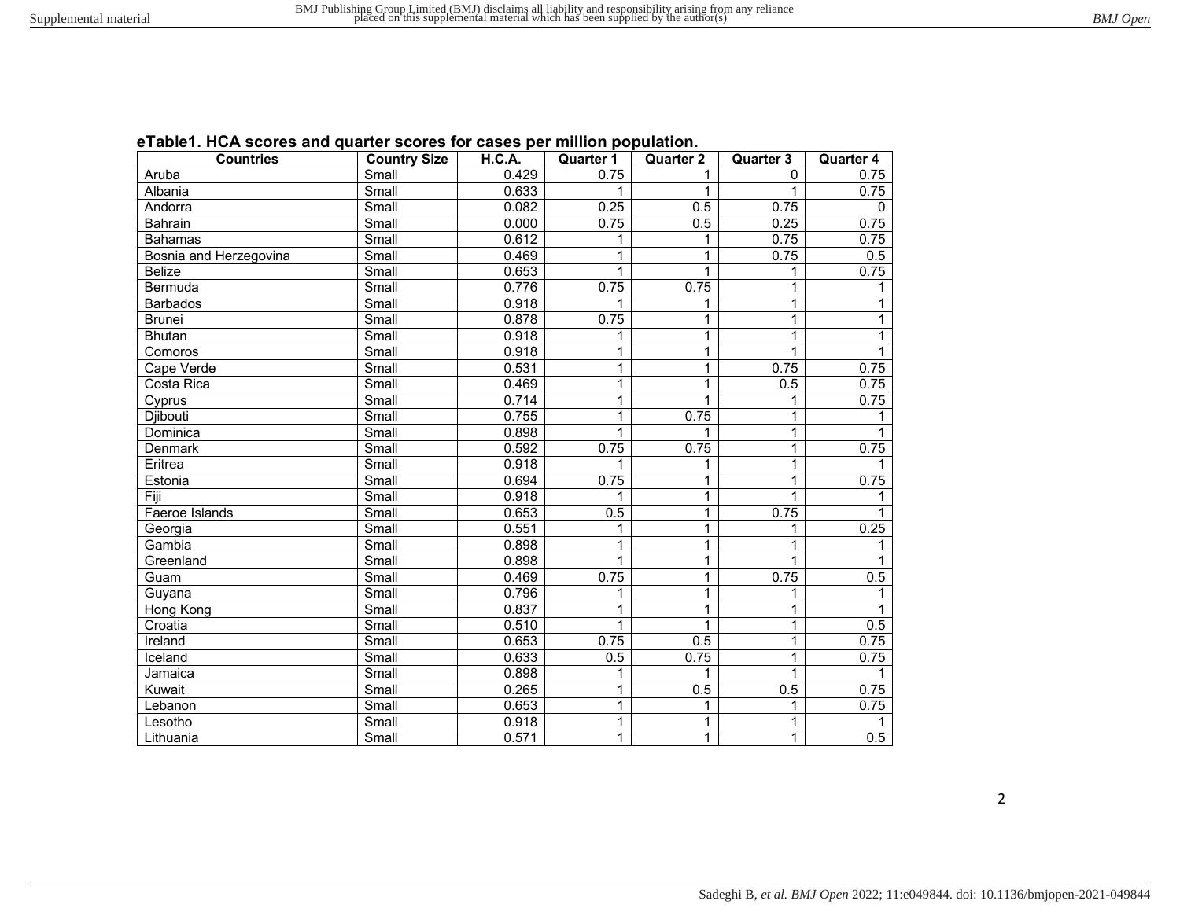**eTable1. HCA scores and quarter scores for cases per million population.**

| Countries | Country Size | H.C.A. | Quarter 1 | Quarter 2 | Quarter 3 | Quarter 4 |
|---|---|---|---|---|---|---|
| Aruba | Small | 0.429 | 0.75 | 1 | 0 | 0.75 |
| Albania | Small | 0.633 | 1 | 1 | 1 | 0.75 |
| Andorra | Small | 0.082 | 0.25 | 0.5 | 0.75 | 0 |
| Bahrain | Small | 0.000 | 0.75 | 0.5 | 0.25 | 0.75 |
| Bahamas | Small | 0.612 | 1 | 1 | 0.75 | 0.75 |
| Bosnia and Herzegovina | Small | 0.469 | 1 | 1 | 0.75 | 0.5 |
| Belize | Small | 0.653 | 1 | 1 | 1 | 0.75 |
| Bermuda | Small | 0.776 | 0.75 | 0.75 | 1 | 1 |
| Barbados | Small | 0.918 | 1 | 1 | 1 | 1 |
| Brunei | Small | 0.878 | 0.75 | 1 | 1 | 1 |
| Bhutan | Small | 0.918 | 1 | 1 | 1 | 1 |
| Comoros | Small | 0.918 | 1 | 1 | 1 | 1 |
| Cape Verde | Small | 0.531 | 1 | 1 | 0.75 | 0.75 |
| Costa Rica | Small | 0.469 | 1 | 1 | 0.5 | 0.75 |
| Cyprus | Small | 0.714 | 1 | 1 | 1 | 0.75 |
| Djibouti | Small | 0.755 | 1 | 0.75 | 1 | 1 |
| Dominica | Small | 0.898 | 1 | 1 | 1 | 1 |
| Denmark | Small | 0.592 | 0.75 | 0.75 | 1 | 0.75 |
| Eritrea | Small | 0.918 | 1 | 1 | 1 | 1 |
| Estonia | Small | 0.694 | 0.75 | 1 | 1 | 0.75 |
| Fiji | Small | 0.918 | 1 | 1 | 1 | 1 |
| Faeroe Islands | Small | 0.653 | 0.5 | 1 | 0.75 | 1 |
| Georgia | Small | 0.551 | 1 | 1 | 1 | 0.25 |
| Gambia | Small | 0.898 | 1 | 1 | 1 | 1 |
| Greenland | Small | 0.898 | 1 | 1 | 1 | 1 |
| Guam | Small | 0.469 | 0.75 | 1 | 0.75 | 0.5 |
| Guyana | Small | 0.796 | 1 | 1 | 1 | 1 |
| Hong Kong | Small | 0.837 | 1 | 1 | 1 | 1 |
| Croatia | Small | 0.510 | 1 | 1 | 1 | 0.5 |
| Ireland | Small | 0.653 | 0.75 | 0.5 | 1 | 0.75 |
| Iceland | Small | 0.633 | 0.5 | 0.75 | 1 | 0.75 |
| Jamaica | Small | 0.898 | 1 | 1 | 1 | 1 |
| Kuwait | Small | 0.265 | 1 | 0.5 | 0.5 | 0.75 |
| Lebanon | Small | 0.653 | 1 | 1 | 1 | 0.75 |
| Lesotho | Small | 0.918 | 1 | 1 | 1 | 1 |
| Lithuania | Small | 0.571 | 1 | 1 | 1 | 0.5 |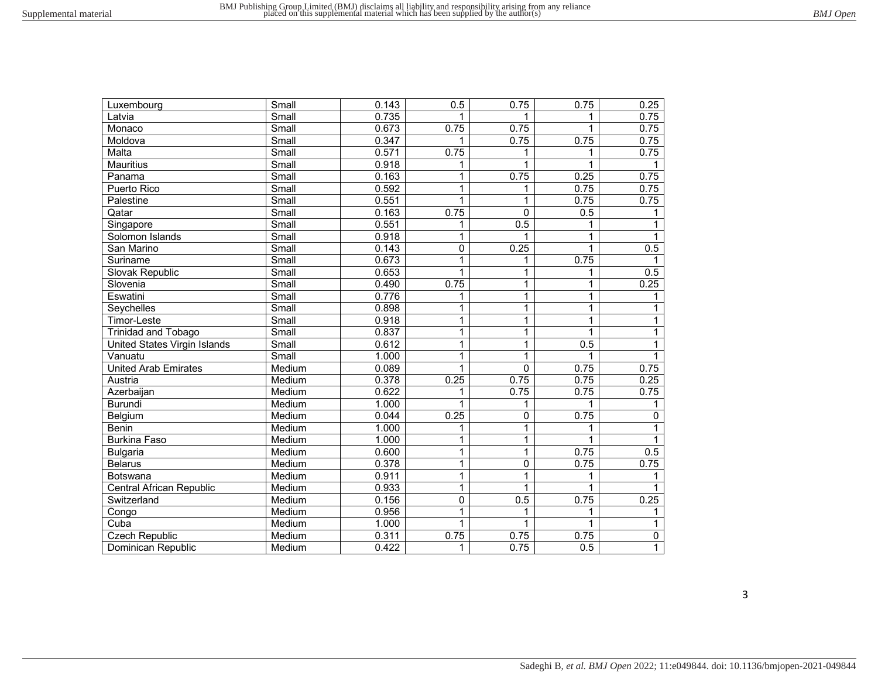| | | | | | | |
|---|---|---|---|---|---|---|
| Luxembourg | Small | 0.143 | 0.5 | 0.75 | 0.75 | 0.25 |
| Latvia | Small | 0.735 | 1 | 1 | 1 | 0.75 |
| Monaco | Small | 0.673 | 0.75 | 0.75 | 1 | 0.75 |
| Moldova | Small | 0.347 | 1 | 0.75 | 0.75 | 0.75 |
| Malta | Small | 0.571 | 0.75 | 1 | 1 | 0.75 |
| Mauritius | Small | 0.918 | 1 | 1 | 1 | 1 |
| Panama | Small | 0.163 | 1 | 0.75 | 0.25 | 0.75 |
| Puerto Rico | Small | 0.592 | 1 | 1 | 0.75 | 0.75 |
| Palestine | Small | 0.551 | 1 | 1 | 0.75 | 0.75 |
| Qatar | Small | 0.163 | 0.75 | 0 | 0.5 | 1 |
| Singapore | Small | 0.551 | 1 | 0.5 | 1 | 1 |
| Solomon Islands | Small | 0.918 | 1 | 1 | 1 | 1 |
| San Marino | Small | 0.143 | 0 | 0.25 | 1 | 0.5 |
| Suriname | Small | 0.673 | 1 | 1 | 0.75 | 1 |
| Slovak Republic | Small | 0.653 | 1 | 1 | 1 | 0.5 |
| Slovenia | Small | 0.490 | 0.75 | 1 | 1 | 0.25 |
| Eswatini | Small | 0.776 | 1 | 1 | 1 | 1 |
| Seychelles | Small | 0.898 | 1 | 1 | 1 | 1 |
| Timor-Leste | Small | 0.918 | 1 | 1 | 1 | 1 |
| Trinidad and Tobago | Small | 0.837 | 1 | 1 | 1 | 1 |
| United States Virgin Islands | Small | 0.612 | 1 | 1 | 0.5 | 1 |
| Vanuatu | Small | 1.000 | 1 | 1 | 1 | 1 |
| United Arab Emirates | Medium | 0.089 | 1 | 0 | 0.75 | 0.75 |
| Austria | Medium | 0.378 | 0.25 | 0.75 | 0.75 | 0.25 |
| Azerbaijan | Medium | 0.622 | 1 | 0.75 | 0.75 | 0.75 |
| Burundi | Medium | 1.000 | 1 | 1 | 1 | 1 |
| Belgium | Medium | 0.044 | 0.25 | 0 | 0.75 | 0 |
| Benin | Medium | 1.000 | 1 | 1 | 1 | 1 |
| Burkina Faso | Medium | 1.000 | 1 | 1 | 1 | 1 |
| Bulgaria | Medium | 0.600 | 1 | 1 | 0.75 | 0.5 |
| Belarus | Medium | 0.378 | 1 | 0 | 0.75 | 0.75 |
| Botswana | Medium | 0.911 | 1 | 1 | 1 | 1 |
| Central African Republic | Medium | 0.933 | 1 | 1 | 1 | 1 |
| Switzerland | Medium | 0.156 | 0 | 0.5 | 0.75 | 0.25 |
| Congo | Medium | 0.956 | 1 | 1 | 1 | 1 |
| Cuba | Medium | 1.000 | 1 | 1 | 1 | 1 |
| Czech Republic | Medium | 0.311 | 0.75 | 0.75 | 0.75 | 0 |
| Dominican Republic | Medium | 0.422 | 1 | 0.75 | 0.5 | 1 |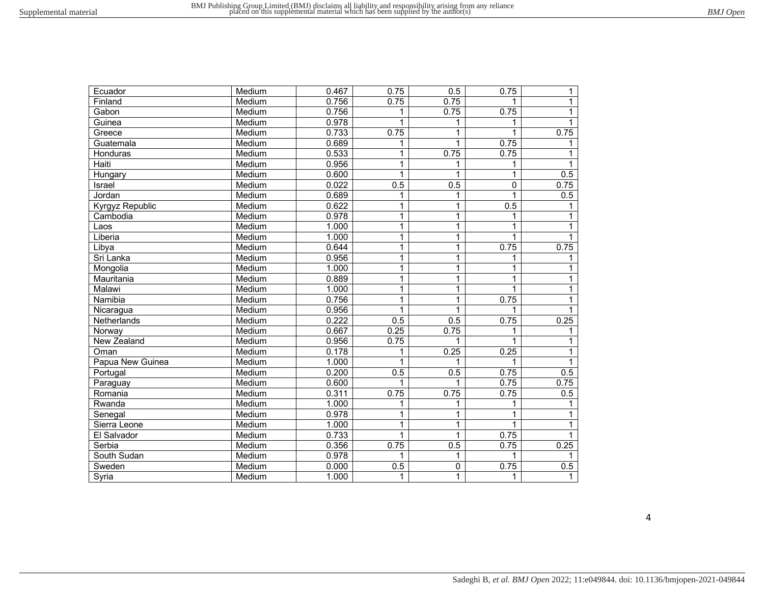| | | | | | | |
|---|---|---|---|---|---|---|
| Ecuador | Medium | 0.467 | 0.75 | 0.5 | 0.75 | 1 |
| Finland | Medium | 0.756 | 0.75 | 0.75 | 1 | 1 |
| Gabon | Medium | 0.756 | 1 | 0.75 | 0.75 | 1 |
| Guinea | Medium | 0.978 | 1 | 1 | 1 | 1 |
| Greece | Medium | 0.733 | 0.75 | 1 | 1 | 0.75 |
| Guatemala | Medium | 0.689 | 1 | 1 | 0.75 | 1 |
| Honduras | Medium | 0.533 | 1 | 0.75 | 0.75 | 1 |
| Haiti | Medium | 0.956 | 1 | 1 | 1 | 1 |
| Hungary | Medium | 0.600 | 1 | 1 | 1 | 0.5 |
| Israel | Medium | 0.022 | 0.5 | 0.5 | 0 | 0.75 |
| Jordan | Medium | 0.689 | 1 | 1 | 1 | 0.5 |
| Kyrgyz Republic | Medium | 0.622 | 1 | 1 | 0.5 | 1 |
| Cambodia | Medium | 0.978 | 1 | 1 | 1 | 1 |
| Laos | Medium | 1.000 | 1 | 1 | 1 | 1 |
| Liberia | Medium | 1.000 | 1 | 1 | 1 | 1 |
| Libya | Medium | 0.644 | 1 | 1 | 0.75 | 0.75 |
| Sri Lanka | Medium | 0.956 | 1 | 1 | 1 | 1 |
| Mongolia | Medium | 1.000 | 1 | 1 | 1 | 1 |
| Mauritania | Medium | 0.889 | 1 | 1 | 1 | 1 |
| Malawi | Medium | 1.000 | 1 | 1 | 1 | 1 |
| Namibia | Medium | 0.756 | 1 | 1 | 0.75 | 1 |
| Nicaragua | Medium | 0.956 | 1 | 1 | 1 | 1 |
| Netherlands | Medium | 0.222 | 0.5 | 0.5 | 0.75 | 0.25 |
| Norway | Medium | 0.667 | 0.25 | 0.75 | 1 | 1 |
| New Zealand | Medium | 0.956 | 0.75 | 1 | 1 | 1 |
| Oman | Medium | 0.178 | 1 | 0.25 | 0.25 | 1 |
| Papua New Guinea | Medium | 1.000 | 1 | 1 | 1 | 1 |
| Portugal | Medium | 0.200 | 0.5 | 0.5 | 0.75 | 0.5 |
| Paraguay | Medium | 0.600 | 1 | 1 | 0.75 | 0.75 |
| Romania | Medium | 0.311 | 0.75 | 0.75 | 0.75 | 0.5 |
| Rwanda | Medium | 1.000 | 1 | 1 | 1 | 1 |
| Senegal | Medium | 0.978 | 1 | 1 | 1 | 1 |
| Sierra Leone | Medium | 1.000 | 1 | 1 | 1 | 1 |
| El Salvador | Medium | 0.733 | 1 | 1 | 0.75 | 1 |
| Serbia | Medium | 0.356 | 0.75 | 0.5 | 0.75 | 0.25 |
| South Sudan | Medium | 0.978 | 1 | 1 | 1 | 1 |
| Sweden | Medium | 0.000 | 0.5 | 0 | 0.75 | 0.5 |
| Syria | Medium | 1.000 | 1 | 1 | 1 | 1 |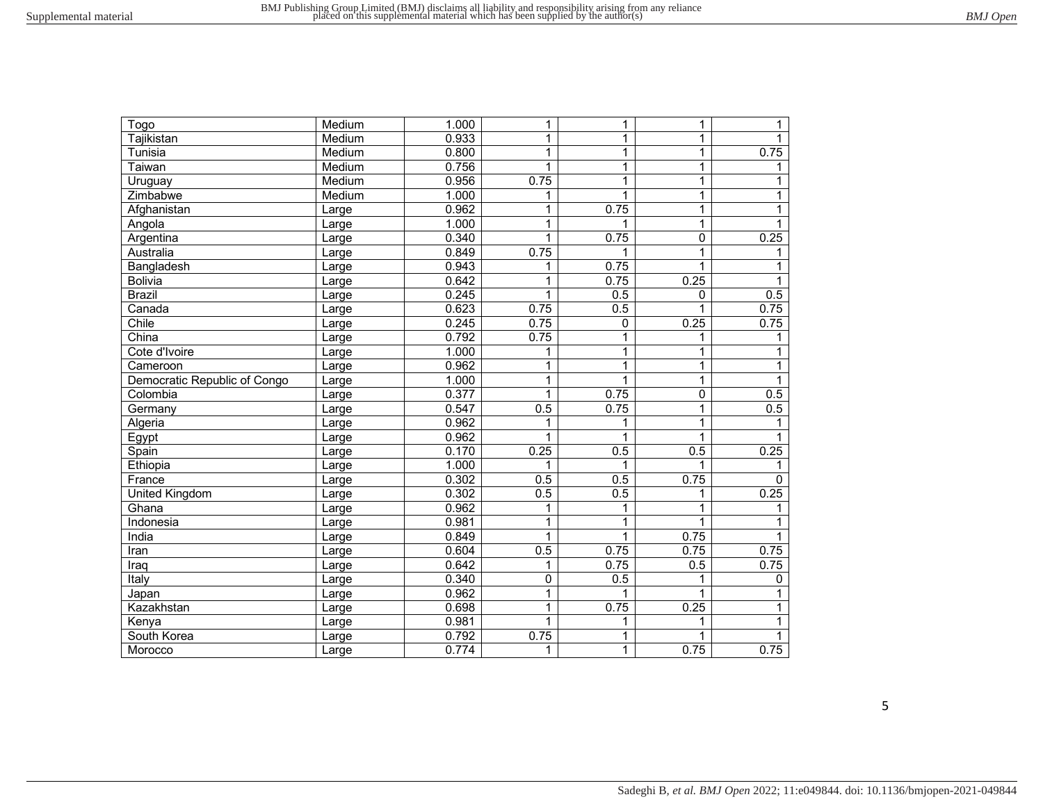| Togo | Medium | 1.000 | 1 | 1 | 1 | 1 |
|---|---|---|---|---|---|---|
| Tajikistan | Medium | 0.933 | 1 | 1 | 1 | 1 |
| Tunisia | Medium | 0.800 | 1 | 1 | 1 | 0.75 |
| Taiwan | Medium | 0.756 | 1 | 1 | 1 | 1 |
| Uruguay | Medium | 0.956 | 0.75 | 1 | 1 | 1 |
| Zimbabwe | Medium | 1.000 | 1 | 1 | 1 | 1 |
| Afghanistan | Large | 0.962 | 1 | 0.75 | 1 | 1 |
| Angola | Large | 1.000 | 1 | 1 | 1 | 1 |
| Argentina | Large | 0.340 | 1 | 0.75 | 0 | 0.25 |
| Australia | Large | 0.849 | 0.75 | 1 | 1 | 1 |
| Bangladesh | Large | 0.943 | 1 | 0.75 | 1 | 1 |
| Bolivia | Large | 0.642 | 1 | 0.75 | 0.25 | 1 |
| Brazil | Large | 0.245 | 1 | 0.5 | 0 | 0.5 |
| Canada | Large | 0.623 | 0.75 | 0.5 | 1 | 0.75 |
| Chile | Large | 0.245 | 0.75 | 0 | 0.25 | 0.75 |
| China | Large | 0.792 | 0.75 | 1 | 1 | 1 |
| Cote d'Ivoire | Large | 1.000 | 1 | 1 | 1 | 1 |
| Cameroon | Large | 0.962 | 1 | 1 | 1 | 1 |
| Democratic Republic of Congo | Large | 1.000 | 1 | 1 | 1 | 1 |
| Colombia | Large | 0.377 | 1 | 0.75 | 0 | 0.5 |
| Germany | Large | 0.547 | 0.5 | 0.75 | 1 | 0.5 |
| Algeria | Large | 0.962 | 1 | 1 | 1 | 1 |
| Egypt | Large | 0.962 | 1 | 1 | 1 | 1 |
| Spain | Large | 0.170 | 0.25 | 0.5 | 0.5 | 0.25 |
| Ethiopia | Large | 1.000 | 1 | 1 | 1 | 1 |
| France | Large | 0.302 | 0.5 | 0.5 | 0.75 | 0 |
| United Kingdom | Large | 0.302 | 0.5 | 0.5 | 1 | 0.25 |
| Ghana | Large | 0.962 | 1 | 1 | 1 | 1 |
| Indonesia | Large | 0.981 | 1 | 1 | 1 | 1 |
| India | Large | 0.849 | 1 | 1 | 0.75 | 1 |
| Iran | Large | 0.604 | 0.5 | 0.75 | 0.75 | 0.75 |
| Iraq | Large | 0.642 | 1 | 0.75 | 0.5 | 0.75 |
| Italy | Large | 0.340 | 0 | 0.5 | 1 | 0 |
| Japan | Large | 0.962 | 1 | 1 | 1 | 1 |
| Kazakhstan | Large | 0.698 | 1 | 0.75 | 0.25 | 1 |
| Kenya | Large | 0.981 | 1 | 1 | 1 | 1 |
| South Korea | Large | 0.792 | 0.75 | 1 | 1 | 1 |
| Morocco | Large | 0.774 | 1 | 1 | 0.75 | 0.75 |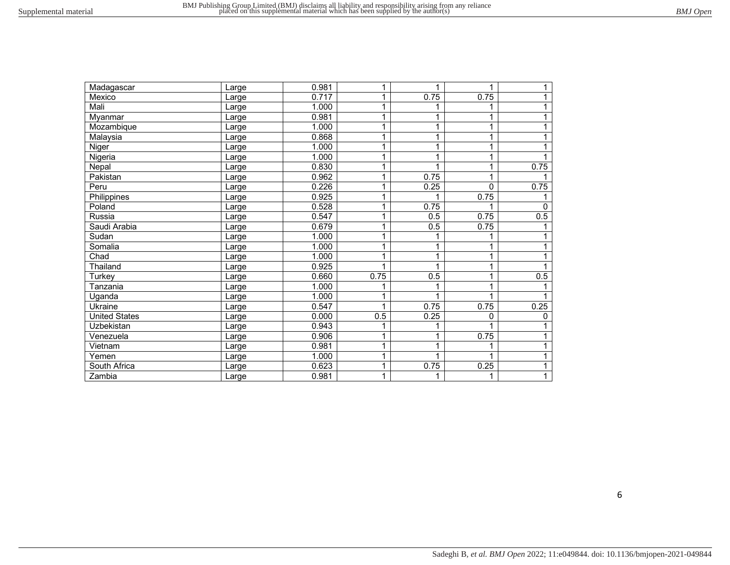| | | | | | | |
|---|---|---|---|---|---|---|
| Madagascar | Large | 0.981 | 1 | 1 | 1 | 1 |
| Mexico | Large | 0.717 | 1 | 0.75 | 0.75 | 1 |
| Mali | Large | 1.000 | 1 | 1 | 1 | 1 |
| Myanmar | Large | 0.981 | 1 | 1 | 1 | 1 |
| Mozambique | Large | 1.000 | 1 | 1 | 1 | 1 |
| Malaysia | Large | 0.868 | 1 | 1 | 1 | 1 |
| Niger | Large | 1.000 | 1 | 1 | 1 | 1 |
| Nigeria | Large | 1.000 | 1 | 1 | 1 | 1 |
| Nepal | Large | 0.830 | 1 | 1 | 1 | 0.75 |
| Pakistan | Large | 0.962 | 1 | 0.75 | 1 | 1 |
| Peru | Large | 0.226 | 1 | 0.25 | 0 | 0.75 |
| Philippines | Large | 0.925 | 1 | 1 | 0.75 | 1 |
| Poland | Large | 0.528 | 1 | 0.75 | 1 | 0 |
| Russia | Large | 0.547 | 1 | 0.5 | 0.75 | 0.5 |
| Saudi Arabia | Large | 0.679 | 1 | 0.5 | 0.75 | 1 |
| Sudan | Large | 1.000 | 1 | 1 | 1 | 1 |
| Somalia | Large | 1.000 | 1 | 1 | 1 | 1 |
| Chad | Large | 1.000 | 1 | 1 | 1 | 1 |
| Thailand | Large | 0.925 | 1 | 1 | 1 | 1 |
| Turkey | Large | 0.660 | 0.75 | 0.5 | 1 | 0.5 |
| Tanzania | Large | 1.000 | 1 | 1 | 1 | 1 |
| Uganda | Large | 1.000 | 1 | 1 | 1 | 1 |
| Ukraine | Large | 0.547 | 1 | 0.75 | 0.75 | 0.25 |
| United States | Large | 0.000 | 0.5 | 0.25 | 0 | 0 |
| Uzbekistan | Large | 0.943 | 1 | 1 | 1 | 1 |
| Venezuela | Large | 0.906 | 1 | 1 | 0.75 | 1 |
| Vietnam | Large | 0.981 | 1 | 1 | 1 | 1 |
| Yemen | Large | 1.000 | 1 | 1 | 1 | 1 |
| South Africa | Large | 0.623 | 1 | 0.75 | 0.25 | 1 |
| Zambia | Large | 0.981 | 1 | 1 | 1 | 1 |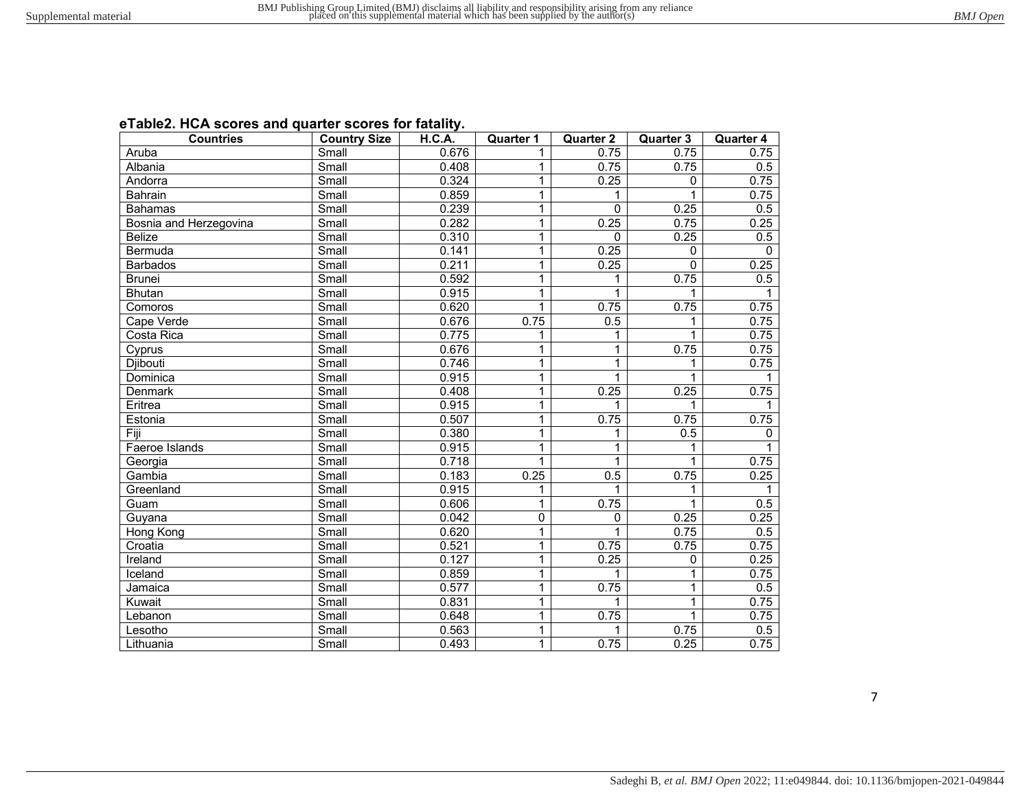**eTable2. HCA scores and quarter scores for fatality.**

| Countries | Country Size | H.C.A. | Quarter 1 | Quarter 2 | Quarter 3 | Quarter 4 |
|---|---|---|---|---|---|---|
| Aruba | Small | 0.676 | 1 | 0.75 | 0.75 | 0.75 |
| Albania | Small | 0.408 | 1 | 0.75 | 0.75 | 0.5 |
| Andorra | Small | 0.324 | 1 | 0.25 | 0 | 0.75 |
| Bahrain | Small | 0.859 | 1 | 1 | 1 | 0.75 |
| Bahamas | Small | 0.239 | 1 | 0 | 0.25 | 0.5 |
| Bosnia and Herzegovina | Small | 0.282 | 1 | 0.25 | 0.75 | 0.25 |
| Belize | Small | 0.310 | 1 | 0 | 0.25 | 0.5 |
| Bermuda | Small | 0.141 | 1 | 0.25 | 0 | 0 |
| Barbados | Small | 0.211 | 1 | 0.25 | 0 | 0.25 |
| Brunei | Small | 0.592 | 1 | 1 | 0.75 | 0.5 |
| Bhutan | Small | 0.915 | 1 | 1 | 1 | 1 |
| Comoros | Small | 0.620 | 1 | 0.75 | 0.75 | 0.75 |
| Cape Verde | Small | 0.676 | 0.75 | 0.5 | 1 | 0.75 |
| Costa Rica | Small | 0.775 | 1 | 1 | 1 | 0.75 |
| Cyprus | Small | 0.676 | 1 | 1 | 0.75 | 0.75 |
| Djibouti | Small | 0.746 | 1 | 1 | 1 | 0.75 |
| Dominica | Small | 0.915 | 1 | 1 | 1 | 1 |
| Denmark | Small | 0.408 | 1 | 0.25 | 0.25 | 0.75 |
| Eritrea | Small | 0.915 | 1 | 1 | 1 | 1 |
| Estonia | Small | 0.507 | 1 | 0.75 | 0.75 | 0.75 |
| Fiji | Small | 0.380 | 1 | 1 | 0.5 | 0 |
| Faeroe Islands | Small | 0.915 | 1 | 1 | 1 | 1 |
| Georgia | Small | 0.718 | 1 | 1 | 1 | 0.75 |
| Gambia | Small | 0.183 | 0.25 | 0.5 | 0.75 | 0.25 |
| Greenland | Small | 0.915 | 1 | 1 | 1 | 1 |
| Guam | Small | 0.606 | 1 | 0.75 | 1 | 0.5 |
| Guyana | Small | 0.042 | 0 | 0 | 0.25 | 0.25 |
| Hong Kong | Small | 0.620 | 1 | 1 | 0.75 | 0.5 |
| Croatia | Small | 0.521 | 1 | 0.75 | 0.75 | 0.75 |
| Ireland | Small | 0.127 | 1 | 0.25 | 0 | 0.25 |
| Iceland | Small | 0.859 | 1 | 1 | 1 | 0.75 |
| Jamaica | Small | 0.577 | 1 | 0.75 | 1 | 0.5 |
| Kuwait | Small | 0.831 | 1 | 1 | 1 | 0.75 |
| Lebanon | Small | 0.648 | 1 | 0.75 | 1 | 0.75 |
| Lesotho | Small | 0.563 | 1 | 1 | 0.75 | 0.5 |
| Lithuania | Small | 0.493 | 1 | 0.75 | 0.25 | 0.75 |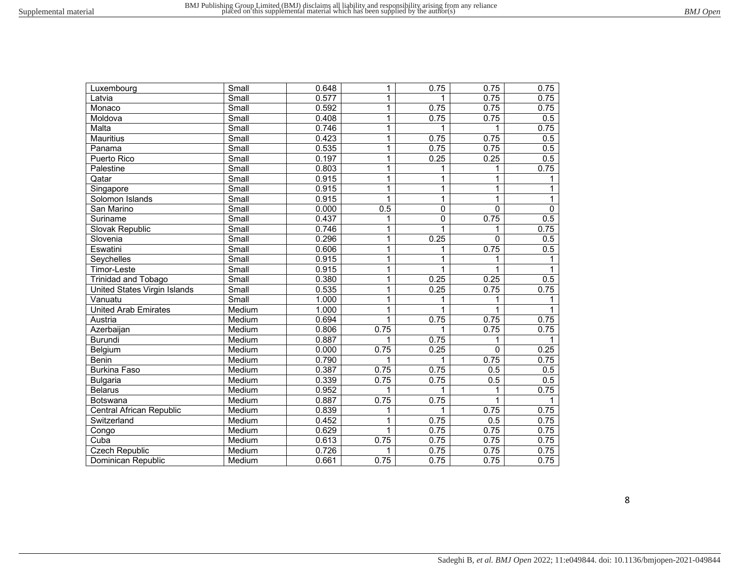| | | | | | | |
|---|---|---|---|---|---|---|
| Luxembourg | Small | 0.648 | 1 | 0.75 | 0.75 | 0.75 |
| Latvia | Small | 0.577 | 1 | 1 | 0.75 | 0.75 |
| Monaco | Small | 0.592 | 1 | 0.75 | 0.75 | 0.75 |
| Moldova | Small | 0.408 | 1 | 0.75 | 0.75 | 0.5 |
| Malta | Small | 0.746 | 1 | 1 | 1 | 0.75 |
| Mauritius | Small | 0.423 | 1 | 0.75 | 0.75 | 0.5 |
| Panama | Small | 0.535 | 1 | 0.75 | 0.75 | 0.5 |
| Puerto Rico | Small | 0.197 | 1 | 0.25 | 0.25 | 0.5 |
| Palestine | Small | 0.803 | 1 | 1 | 1 | 0.75 |
| Qatar | Small | 0.915 | 1 | 1 | 1 | 1 |
| Singapore | Small | 0.915 | 1 | 1 | 1 | 1 |
| Solomon Islands | Small | 0.915 | 1 | 1 | 1 | 1 |
| San Marino | Small | 0.000 | 0.5 | 0 | 0 | 0 |
| Suriname | Small | 0.437 | 1 | 0 | 0.75 | 0.5 |
| Slovak Republic | Small | 0.746 | 1 | 1 | 1 | 0.75 |
| Slovenia | Small | 0.296 | 1 | 0.25 | 0 | 0.5 |
| Eswatini | Small | 0.606 | 1 | 1 | 0.75 | 0.5 |
| Seychelles | Small | 0.915 | 1 | 1 | 1 | 1 |
| Timor-Leste | Small | 0.915 | 1 | 1 | 1 | 1 |
| Trinidad and Tobago | Small | 0.380 | 1 | 0.25 | 0.25 | 0.5 |
| United States Virgin Islands | Small | 0.535 | 1 | 0.25 | 0.75 | 0.75 |
| Vanuatu | Small | 1.000 | 1 | 1 | 1 | 1 |
| United Arab Emirates | Medium | 1.000 | 1 | 1 | 1 | 1 |
| Austria | Medium | 0.694 | 1 | 0.75 | 0.75 | 0.75 |
| Azerbaijan | Medium | 0.806 | 0.75 | 1 | 0.75 | 0.75 |
| Burundi | Medium | 0.887 | 1 | 0.75 | 1 | 1 |
| Belgium | Medium | 0.000 | 0.75 | 0.25 | 0 | 0.25 |
| Benin | Medium | 0.790 | 1 | 1 | 0.75 | 0.75 |
| Burkina Faso | Medium | 0.387 | 0.75 | 0.75 | 0.5 | 0.5 |
| Bulgaria | Medium | 0.339 | 0.75 | 0.75 | 0.5 | 0.5 |
| Belarus | Medium | 0.952 | 1 | 1 | 1 | 0.75 |
| Botswana | Medium | 0.887 | 0.75 | 0.75 | 1 | 1 |
| Central African Republic | Medium | 0.839 | 1 | 1 | 0.75 | 0.75 |
| Switzerland | Medium | 0.452 | 1 | 0.75 | 0.5 | 0.75 |
| Congo | Medium | 0.629 | 1 | 0.75 | 0.75 | 0.75 |
| Cuba | Medium | 0.613 | 0.75 | 0.75 | 0.75 | 0.75 |
| Czech Republic | Medium | 0.726 | 1 | 0.75 | 0.75 | 0.75 |
| Dominican Republic | Medium | 0.661 | 0.75 | 0.75 | 0.75 | 0.75 |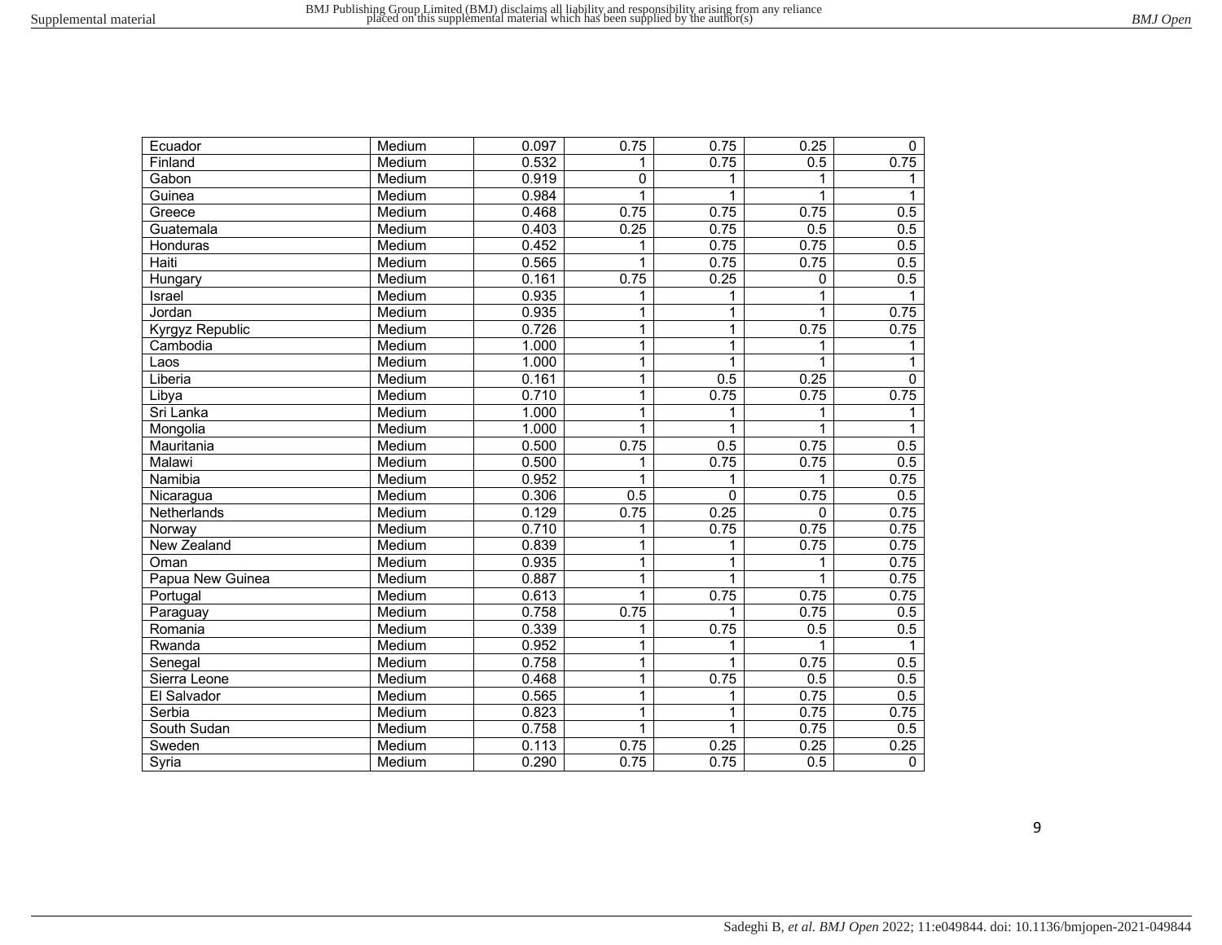| Ecuador | Medium | 0.097 | 0.75 | 0.75 | 0.25 | 0 |
|---|---|---|---|---|---|---|
| Finland | Medium | 0.532 | 1 | 0.75 | 0.5 | 0.75 |
| Gabon | Medium | 0.919 | 0 | 1 | 1 | 1 |
| Guinea | Medium | 0.984 | 1 | 1 | 1 | 1 |
| Greece | Medium | 0.468 | 0.75 | 0.75 | 0.75 | 0.5 |
| Guatemala | Medium | 0.403 | 0.25 | 0.75 | 0.5 | 0.5 |
| Honduras | Medium | 0.452 | 1 | 0.75 | 0.75 | 0.5 |
| Haiti | Medium | 0.565 | 1 | 0.75 | 0.75 | 0.5 |
| Hungary | Medium | 0.161 | 0.75 | 0.25 | 0 | 0.5 |
| Israel | Medium | 0.935 | 1 | 1 | 1 | 1 |
| Jordan | Medium | 0.935 | 1 | 1 | 1 | 0.75 |
| Kyrgyz Republic | Medium | 0.726 | 1 | 1 | 0.75 | 0.75 |
| Cambodia | Medium | 1.000 | 1 | 1 | 1 | 1 |
| Laos | Medium | 1.000 | 1 | 1 | 1 | 1 |
| Liberia | Medium | 0.161 | 1 | 0.5 | 0.25 | 0 |
| Libya | Medium | 0.710 | 1 | 0.75 | 0.75 | 0.75 |
| Sri Lanka | Medium | 1.000 | 1 | 1 | 1 | 1 |
| Mongolia | Medium | 1.000 | 1 | 1 | 1 | 1 |
| Mauritania | Medium | 0.500 | 0.75 | 0.5 | 0.75 | 0.5 |
| Malawi | Medium | 0.500 | 1 | 0.75 | 0.75 | 0.5 |
| Namibia | Medium | 0.952 | 1 | 1 | 1 | 0.75 |
| Nicaragua | Medium | 0.306 | 0.5 | 0 | 0.75 | 0.5 |
| Netherlands | Medium | 0.129 | 0.75 | 0.25 | 0 | 0.75 |
| Norway | Medium | 0.710 | 1 | 0.75 | 0.75 | 0.75 |
| New Zealand | Medium | 0.839 | 1 | 1 | 0.75 | 0.75 |
| Oman | Medium | 0.935 | 1 | 1 | 1 | 0.75 |
| Papua New Guinea | Medium | 0.887 | 1 | 1 | 1 | 0.75 |
| Portugal | Medium | 0.613 | 1 | 0.75 | 0.75 | 0.75 |
| Paraguay | Medium | 0.758 | 0.75 | 1 | 0.75 | 0.5 |
| Romania | Medium | 0.339 | 1 | 0.75 | 0.5 | 0.5 |
| Rwanda | Medium | 0.952 | 1 | 1 | 1 | 1 |
| Senegal | Medium | 0.758 | 1 | 1 | 0.75 | 0.5 |
| Sierra Leone | Medium | 0.468 | 1 | 0.75 | 0.5 | 0.5 |
| El Salvador | Medium | 0.565 | 1 | 1 | 0.75 | 0.5 |
| Serbia | Medium | 0.823 | 1 | 1 | 0.75 | 0.75 |
| South Sudan | Medium | 0.758 | 1 | 1 | 0.75 | 0.5 |
| Sweden | Medium | 0.113 | 0.75 | 0.25 | 0.25 | 0.25 |
| Syria | Medium | 0.290 | 0.75 | 0.75 | 0.5 | 0 |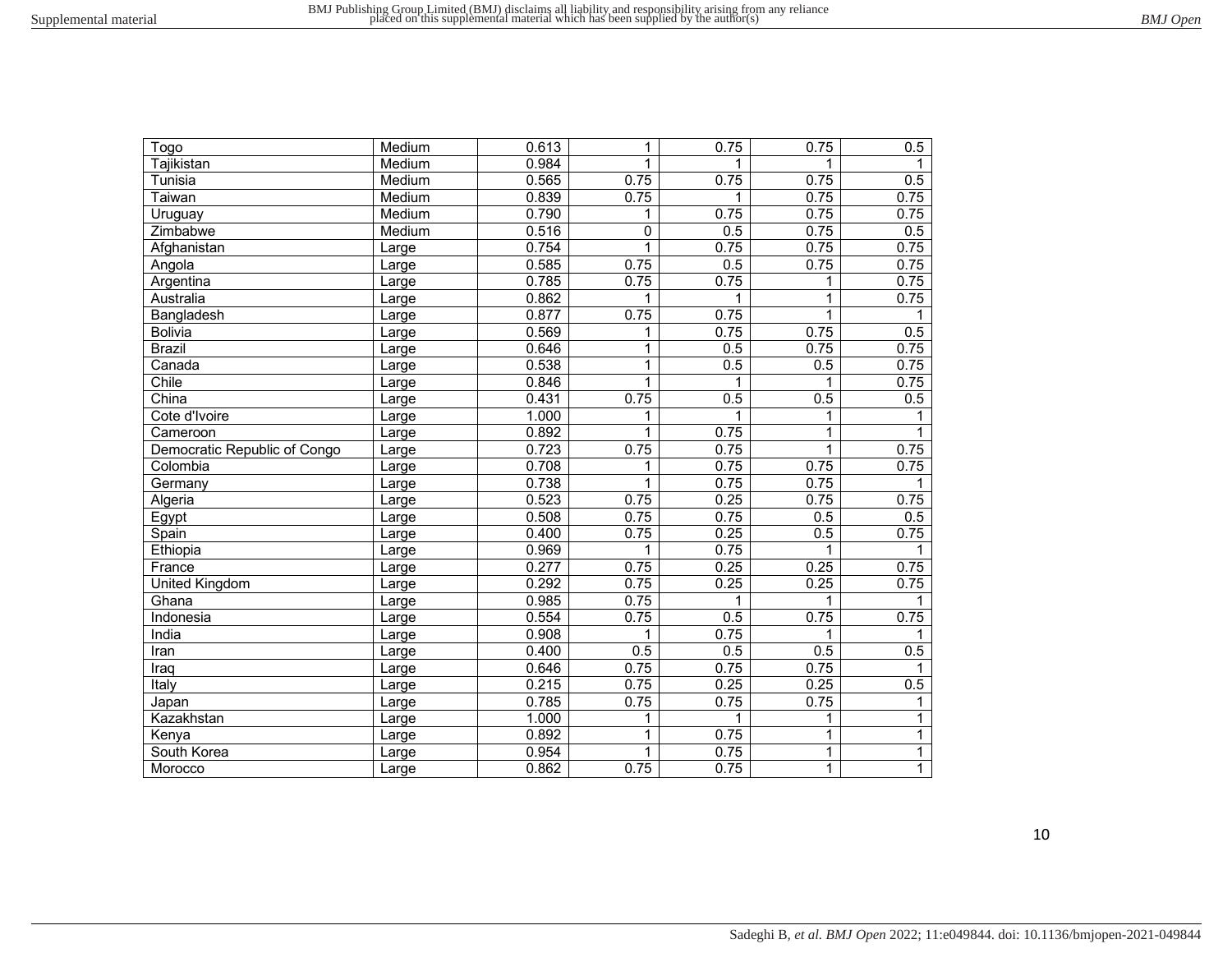| | | | | | | |
|---|---|---|---|---|---|---|
| Togo | Medium | 0.613 | 1 | 0.75 | 0.75 | 0.5 |
| Tajikistan | Medium | 0.984 | 1 | 1 | 1 | 1 |
| Tunisia | Medium | 0.565 | 0.75 | 0.75 | 0.75 | 0.5 |
| Taiwan | Medium | 0.839 | 0.75 | 1 | 0.75 | 0.75 |
| Uruguay | Medium | 0.790 | 1 | 0.75 | 0.75 | 0.75 |
| Zimbabwe | Medium | 0.516 | 0 | 0.5 | 0.75 | 0.5 |
| Afghanistan | Large | 0.754 | 1 | 0.75 | 0.75 | 0.75 |
| Angola | Large | 0.585 | 0.75 | 0.5 | 0.75 | 0.75 |
| Argentina | Large | 0.785 | 0.75 | 0.75 | 1 | 0.75 |
| Australia | Large | 0.862 | 1 | 1 | 1 | 0.75 |
| Bangladesh | Large | 0.877 | 0.75 | 0.75 | 1 | 1 |
| Bolivia | Large | 0.569 | 1 | 0.75 | 0.75 | 0.5 |
| Brazil | Large | 0.646 | 1 | 0.5 | 0.75 | 0.75 |
| Canada | Large | 0.538 | 1 | 0.5 | 0.5 | 0.75 |
| Chile | Large | 0.846 | 1 | 1 | 1 | 0.75 |
| China | Large | 0.431 | 0.75 | 0.5 | 0.5 | 0.5 |
| Cote d'Ivoire | Large | 1.000 | 1 | 1 | 1 | 1 |
| Cameroon | Large | 0.892 | 1 | 0.75 | 1 | 1 |
| Democratic Republic of Congo | Large | 0.723 | 0.75 | 0.75 | 1 | 0.75 |
| Colombia | Large | 0.708 | 1 | 0.75 | 0.75 | 0.75 |
| Germany | Large | 0.738 | 1 | 0.75 | 0.75 | 1 |
| Algeria | Large | 0.523 | 0.75 | 0.25 | 0.75 | 0.75 |
| Egypt | Large | 0.508 | 0.75 | 0.75 | 0.5 | 0.5 |
| Spain | Large | 0.400 | 0.75 | 0.25 | 0.5 | 0.75 |
| Ethiopia | Large | 0.969 | 1 | 0.75 | 1 | 1 |
| France | Large | 0.277 | 0.75 | 0.25 | 0.25 | 0.75 |
| United Kingdom | Large | 0.292 | 0.75 | 0.25 | 0.25 | 0.75 |
| Ghana | Large | 0.985 | 0.75 | 1 | 1 | 1 |
| Indonesia | Large | 0.554 | 0.75 | 0.5 | 0.75 | 0.75 |
| India | Large | 0.908 | 1 | 0.75 | 1 | 1 |
| Iran | Large | 0.400 | 0.5 | 0.5 | 0.5 | 0.5 |
| Iraq | Large | 0.646 | 0.75 | 0.75 | 0.75 | 1 |
| Italy | Large | 0.215 | 0.75 | 0.25 | 0.25 | 0.5 |
| Japan | Large | 0.785 | 0.75 | 0.75 | 0.75 | 1 |
| Kazakhstan | Large | 1.000 | 1 | 1 | 1 | 1 |
| Kenya | Large | 0.892 | 1 | 0.75 | 1 | 1 |
| South Korea | Large | 0.954 | 1 | 0.75 | 1 | 1 |
| Morocco | Large | 0.862 | 0.75 | 0.75 | 1 | 1 |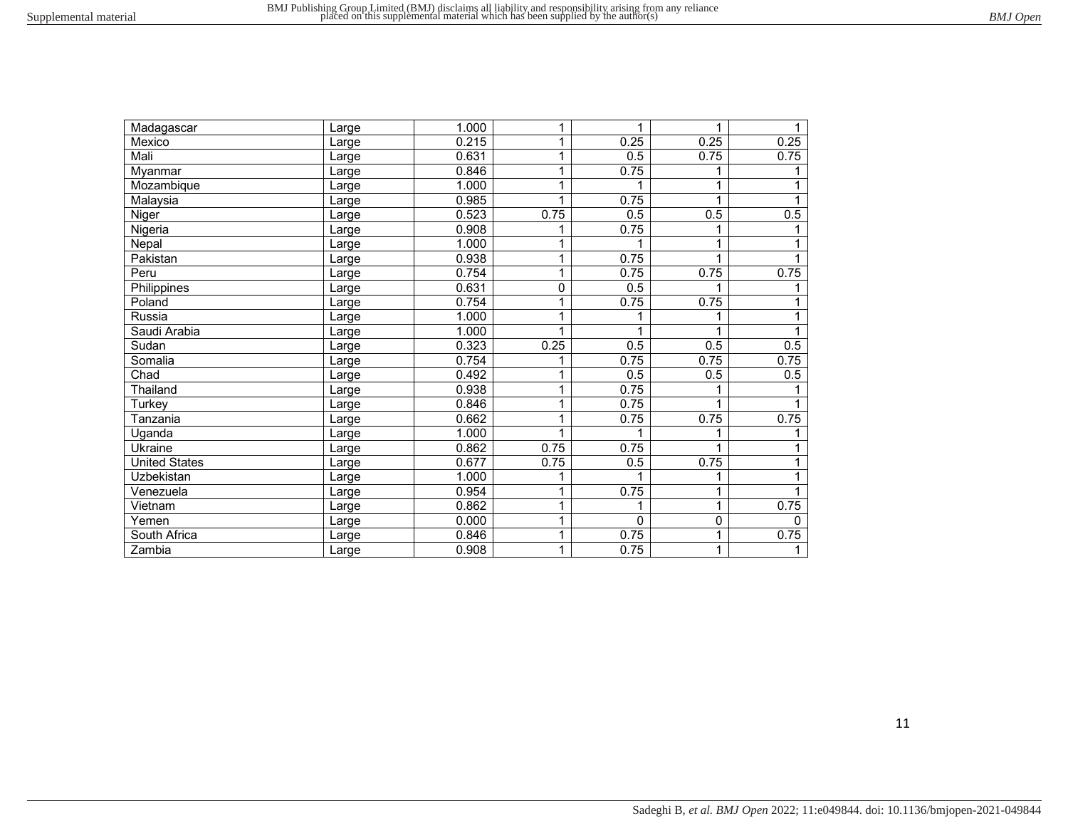| | | | | | | |
|---|---|---|---|---|---|---|
| Madagascar | Large | 1.000 | 1 | 1 | 1 | 1 |
| Mexico | Large | 0.215 | 1 | 0.25 | 0.25 | 0.25 |
| Mali | Large | 0.631 | 1 | 0.5 | 0.75 | 0.75 |
| Myanmar | Large | 0.846 | 1 | 0.75 | 1 | 1 |
| Mozambique | Large | 1.000 | 1 | 1 | 1 | 1 |
| Malaysia | Large | 0.985 | 1 | 0.75 | 1 | 1 |
| Niger | Large | 0.523 | 0.75 | 0.5 | 0.5 | 0.5 |
| Nigeria | Large | 0.908 | 1 | 0.75 | 1 | 1 |
| Nepal | Large | 1.000 | 1 | 1 | 1 | 1 |
| Pakistan | Large | 0.938 | 1 | 0.75 | 1 | 1 |
| Peru | Large | 0.754 | 1 | 0.75 | 0.75 | 0.75 |
| Philippines | Large | 0.631 | 0 | 0.5 | 1 | 1 |
| Poland | Large | 0.754 | 1 | 0.75 | 0.75 | 1 |
| Russia | Large | 1.000 | 1 | 1 | 1 | 1 |
| Saudi Arabia | Large | 1.000 | 1 | 1 | 1 | 1 |
| Sudan | Large | 0.323 | 0.25 | 0.5 | 0.5 | 0.5 |
| Somalia | Large | 0.754 | 1 | 0.75 | 0.75 | 0.75 |
| Chad | Large | 0.492 | 1 | 0.5 | 0.5 | 0.5 |
| Thailand | Large | 0.938 | 1 | 0.75 | 1 | 1 |
| Turkey | Large | 0.846 | 1 | 0.75 | 1 | 1 |
| Tanzania | Large | 0.662 | 1 | 0.75 | 0.75 | 0.75 |
| Uganda | Large | 1.000 | 1 | 1 | 1 | 1 |
| Ukraine | Large | 0.862 | 0.75 | 0.75 | 1 | 1 |
| United States | Large | 0.677 | 0.75 | 0.5 | 0.75 | 1 |
| Uzbekistan | Large | 1.000 | 1 | 1 | 1 | 1 |
| Venezuela | Large | 0.954 | 1 | 0.75 | 1 | 1 |
| Vietnam | Large | 0.862 | 1 | 1 | 1 | 0.75 |
| Yemen | Large | 0.000 | 1 | 0 | 0 | 0 |
| South Africa | Large | 0.846 | 1 | 0.75 | 1 | 0.75 |
| Zambia | Large | 0.908 | 1 | 0.75 | 1 | 1 |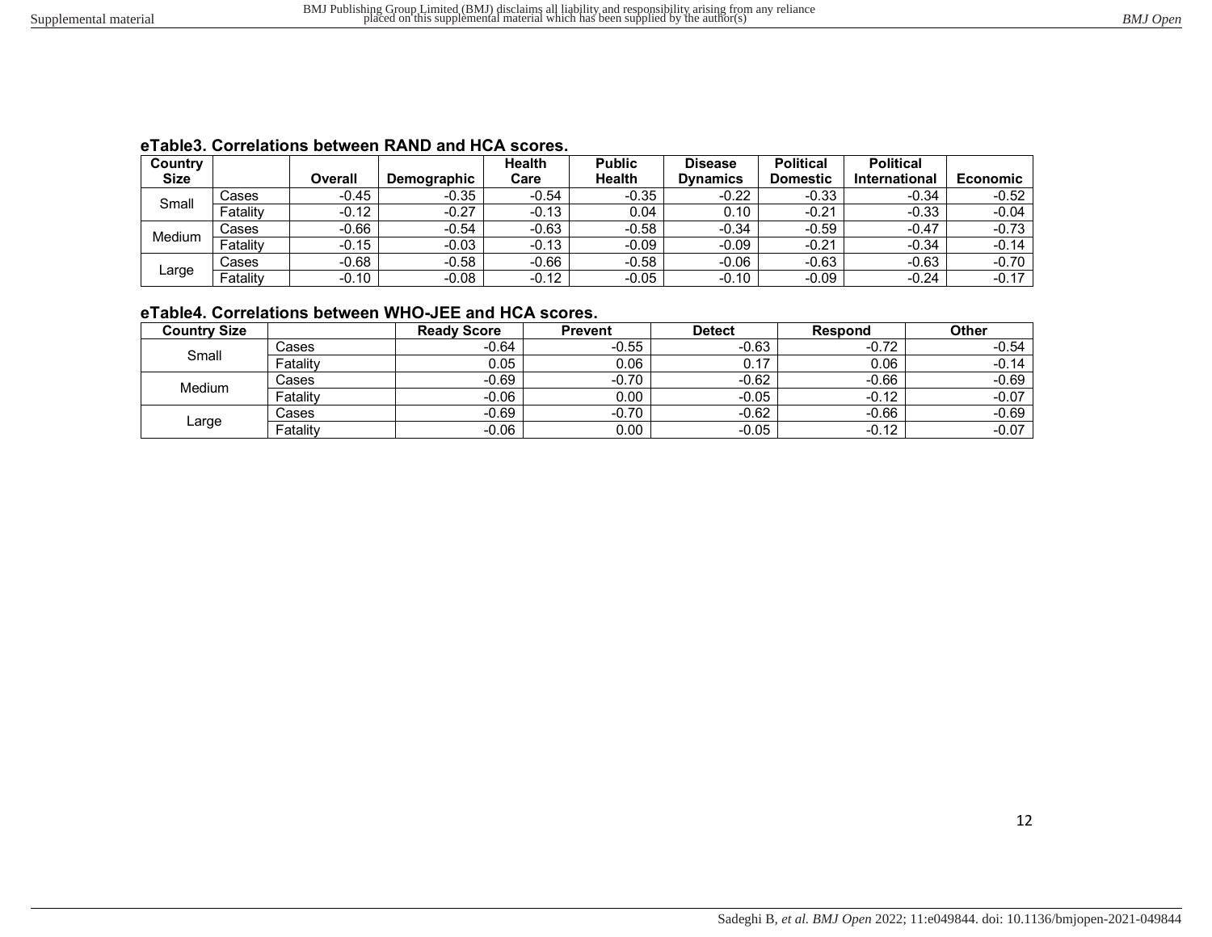**eTable3. Correlations between RAND and HCA scores.**

| Country Size | | Overall | Demographic | Health Care | Public Health | Disease Dynamics | Political Domestic | Political International | Economic |
|---|---|---|---|---|---|---|---|---|---|
| Small | Cases | -0.45 | -0.35 | -0.54 | -0.35 | -0.22 | -0.33 | -0.34 | -0.52 |
| | Fatality | -0.12 | -0.27 | -0.13 | 0.04 | 0.10 | -0.21 | -0.33 | -0.04 |
| Medium | Cases | -0.66 | -0.54 | -0.63 | -0.58 | -0.34 | -0.59 | -0.47 | -0.73 |
| | Fatality | -0.15 | -0.03 | -0.13 | -0.09 | -0.09 | -0.21 | -0.34 | -0.14 |
| Large | Cases | -0.68 | -0.58 | -0.66 | -0.58 | -0.06 | -0.63 | -0.63 | -0.70 |
| | Fatality | -0.10 | -0.08 | -0.12 | -0.05 | -0.10 | -0.09 | -0.24 | -0.17 |

**eTable4. Correlations between WHO-JEE and HCA scores.**

| Country Size | | Ready Score | Prevent | Detect | Respond | Other |
|---|---|---|---|---|---|---|
| Small | Cases | -0.64 | -0.55 | -0.63 | -0.72 | -0.54 |
| | Fatality | 0.05 | 0.06 | 0.17 | 0.06 | -0.14 |
| Medium | Cases | -0.69 | -0.70 | -0.62 | -0.66 | -0.69 |
| | Fatality | -0.06 | 0.00 | -0.05 | -0.12 | -0.07 |
| Large | Cases | -0.69 | -0.70 | -0.62 | -0.66 | -0.69 |
| | Fatality | -0.06 | 0.00 | -0.05 | -0.12 | -0.07 |